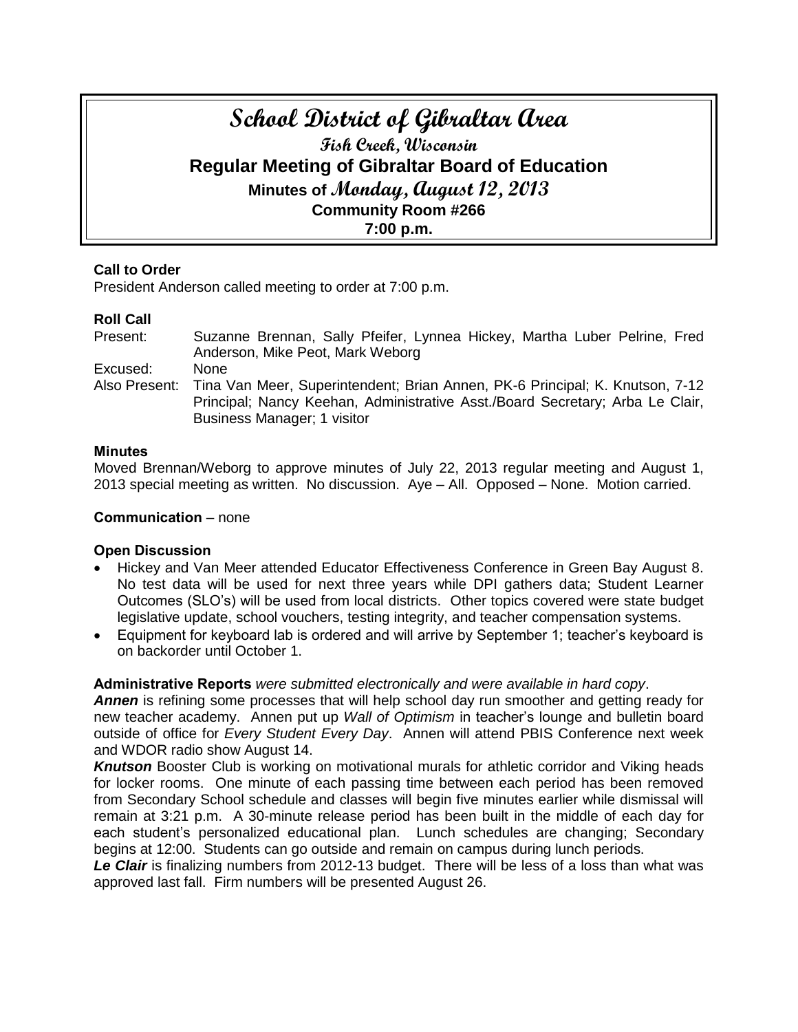# School District of Gibraltar Area

## Fish Creek, Wisconsin

## Regular Meeting of Gibraltar Board of Education

### Minutes of Monday, August 12, 2013

### Community Room #266

### 7:00 p.m.

**Call to Order**

President Anderson called meeting to order at 7:00 p.m.

**Roll Call**

Present: Suzanne Brennan, Sally Pfeifer, Lynnea Hickey, Martha Luber Pelrine, Fred Anderson, Mike Peot, Mark Weborg

Excused: None

Also Present: Tina Van Meer, Superintendent; Brian Annen, PK-6 Principal; K. Knutson, 7-12 Principal; Nancy Keehan, Administrative Asst./Board Secretary; Arba Le Clair, Business Manager; 1 visitor

**Minutes**

Moved Brennan/Weborg to approve minutes of July 22, 2013 regular meeting and August 1, 2013 special meeting as written. No discussion. Aye – All. Opposed – None. Motion carried.

**Communication** – none

**Open Discussion**

- Hickey and Van Meer attended Educator Effectiveness Conference in Green Bay August 8. No test data will be used for next three years while DPI gathers data; Student Learner Outcomes (SLO's) will be used from local districts. Other topics covered were state budget legislative update, school vouchers, testing integrity, and teacher compensation systems.
- Equipment for keyboard lab is ordered and will arrive by September 1; teacher's keyboard is on backorder until October 1.

**Administrative Reports** *were submitted electronically and were available in hard copy*.

***Annen*** is refining some processes that will help school day run smoother and getting ready for new teacher academy. Annen put up *Wall of Optimism* in teacher's lounge and bulletin board outside of office for *Every Student Every Day*. Annen will attend PBIS Conference next week and WDOR radio show August 14.

***Knutson*** Booster Club is working on motivational murals for athletic corridor and Viking heads for locker rooms. One minute of each passing time between each period has been removed from Secondary School schedule and classes will begin five minutes earlier while dismissal will remain at 3:21 p.m. A 30-minute release period has been built in the middle of each day for each student's personalized educational plan. Lunch schedules are changing; Secondary begins at 12:00. Students can go outside and remain on campus during lunch periods.

***Le Clair*** is finalizing numbers from 2012-13 budget. There will be less of a loss than what was approved last fall. Firm numbers will be presented August 26.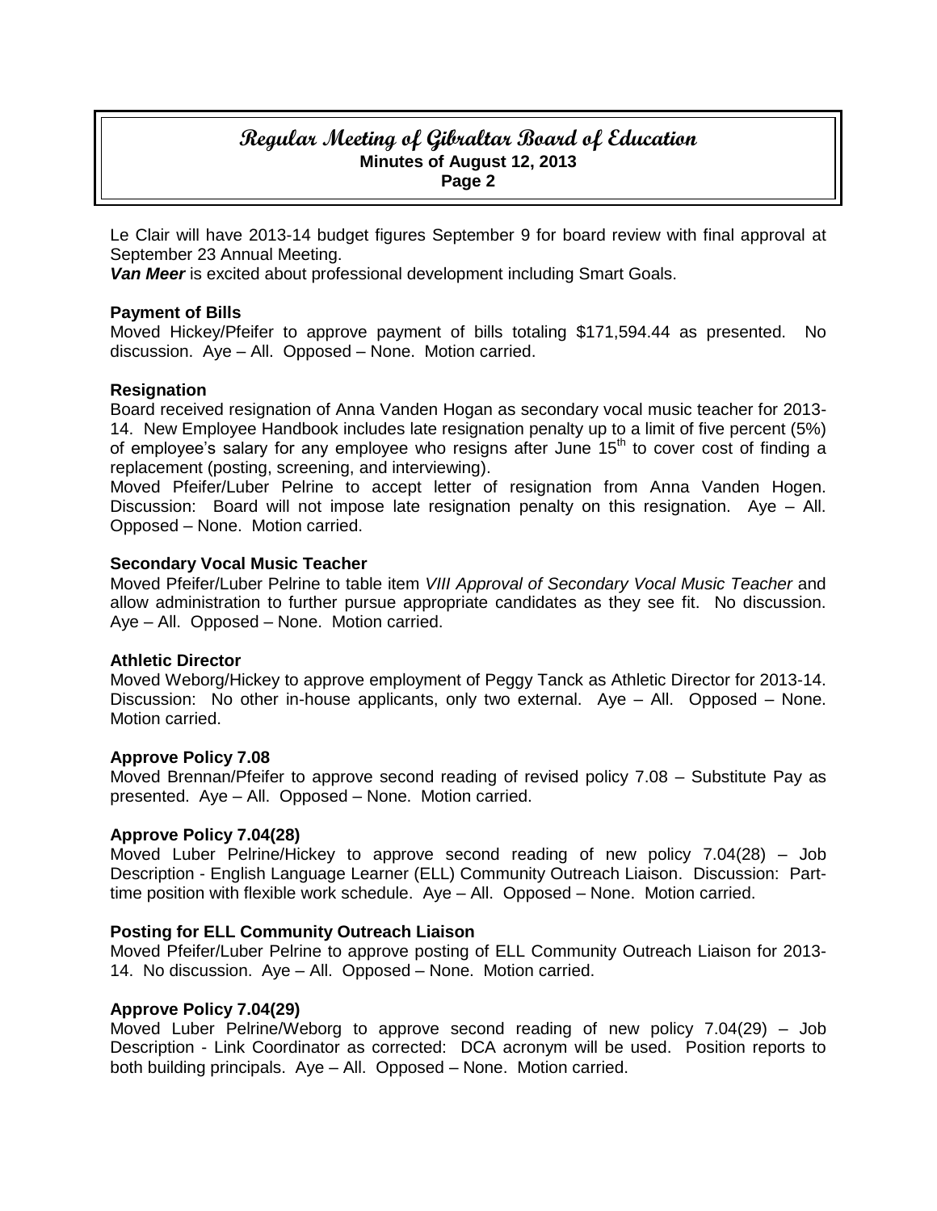Le Clair will have 2013-14 budget figures September 9 for board review with final approval at September 23 Annual Meeting.

***Van Meer*** is excited about professional development including Smart Goals.

**Payment of Bills**

Moved Hickey/Pfeifer to approve payment of bills totaling $171,594.44 as presented. No discussion. Aye – All. Opposed – None. Motion carried.

**Resignation**

Board received resignation of Anna Vanden Hogan as secondary vocal music teacher for 2013-14. New Employee Handbook includes late resignation penalty up to a limit of five percent (5%) of employee's salary for any employee who resigns after June 15th to cover cost of finding a replacement (posting, screening, and interviewing).

Moved Pfeifer/Luber Pelrine to accept letter of resignation from Anna Vanden Hogen. Discussion: Board will not impose late resignation penalty on this resignation. Aye – All. Opposed – None. Motion carried.

**Secondary Vocal Music Teacher**

Moved Pfeifer/Luber Pelrine to table item *VIII Approval of Secondary Vocal Music Teacher* and allow administration to further pursue appropriate candidates as they see fit. No discussion. Aye – All. Opposed – None. Motion carried.

**Athletic Director**

Moved Weborg/Hickey to approve employment of Peggy Tanck as Athletic Director for 2013-14. Discussion: No other in-house applicants, only two external. Aye – All. Opposed – None. Motion carried.

**Approve Policy 7.08**

Moved Brennan/Pfeifer to approve second reading of revised policy 7.08 – Substitute Pay as presented. Aye – All. Opposed – None. Motion carried.

**Approve Policy 7.04(28)**

Moved Luber Pelrine/Hickey to approve second reading of new policy 7.04(28) – Job Description - English Language Learner (ELL) Community Outreach Liaison. Discussion: Part-time position with flexible work schedule. Aye – All. Opposed – None. Motion carried.

**Posting for ELL Community Outreach Liaison**

Moved Pfeifer/Luber Pelrine to approve posting of ELL Community Outreach Liaison for 2013-14. No discussion. Aye – All. Opposed – None. Motion carried.

**Approve Policy 7.04(29)**

Moved Luber Pelrine/Weborg to approve second reading of new policy 7.04(29) – Job Description - Link Coordinator as corrected: DCA acronym will be used. Position reports to both building principals. Aye – All. Opposed – None. Motion carried.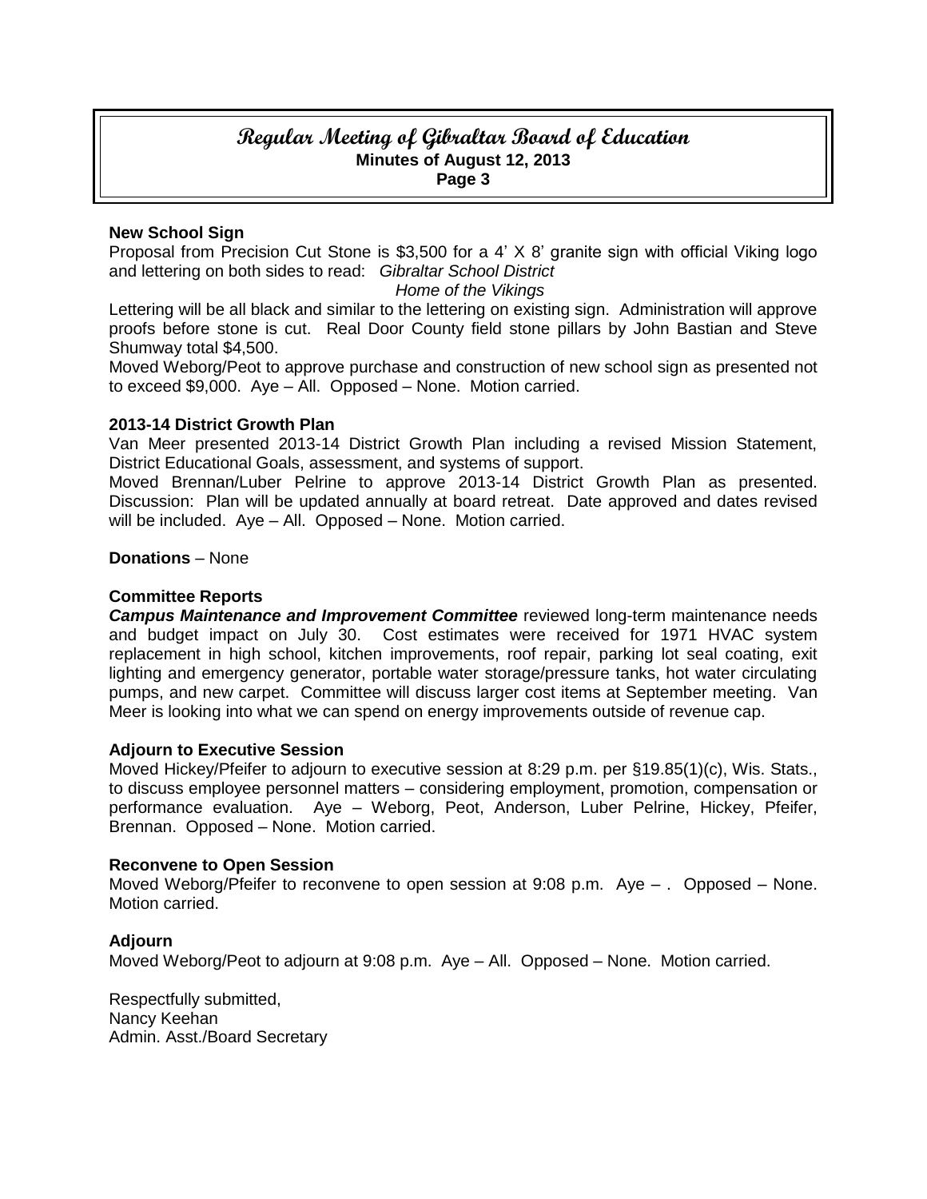**New School Sign**

Proposal from Precision Cut Stone is $3,500 for a 4' X 8' granite sign with official Viking logo and lettering on both sides to read: *Gibraltar School District*
*Home of the Vikings*

Lettering will be all black and similar to the lettering on existing sign. Administration will approve proofs before stone is cut. Real Door County field stone pillars by John Bastian and Steve Shumway total $4,500.

Moved Weborg/Peot to approve purchase and construction of new school sign as presented not to exceed $9,000. Aye – All. Opposed – None. Motion carried.

**2013-14 District Growth Plan**

Van Meer presented 2013-14 District Growth Plan including a revised Mission Statement, District Educational Goals, assessment, and systems of support.

Moved Brennan/Luber Pelrine to approve 2013-14 District Growth Plan as presented. Discussion: Plan will be updated annually at board retreat. Date approved and dates revised will be included. Aye – All. Opposed – None. Motion carried.

**Donations** – None

**Committee Reports**

***Campus Maintenance and Improvement Committee*** reviewed long-term maintenance needs and budget impact on July 30. Cost estimates were received for 1971 HVAC system replacement in high school, kitchen improvements, roof repair, parking lot seal coating, exit lighting and emergency generator, portable water storage/pressure tanks, hot water circulating pumps, and new carpet. Committee will discuss larger cost items at September meeting. Van Meer is looking into what we can spend on energy improvements outside of revenue cap.

**Adjourn to Executive Session**

Moved Hickey/Pfeifer to adjourn to executive session at 8:29 p.m. per §19.85(1)(c), Wis. Stats., to discuss employee personnel matters – considering employment, promotion, compensation or performance evaluation. Aye – Weborg, Peot, Anderson, Luber Pelrine, Hickey, Pfeifer, Brennan. Opposed – None. Motion carried.

**Reconvene to Open Session**

Moved Weborg/Pfeifer to reconvene to open session at 9:08 p.m. Aye – . Opposed – None. Motion carried.

**Adjourn**

Moved Weborg/Peot to adjourn at 9:08 p.m. Aye – All. Opposed – None. Motion carried.

Respectfully submitted,
Nancy Keehan
Admin. Asst./Board Secretary